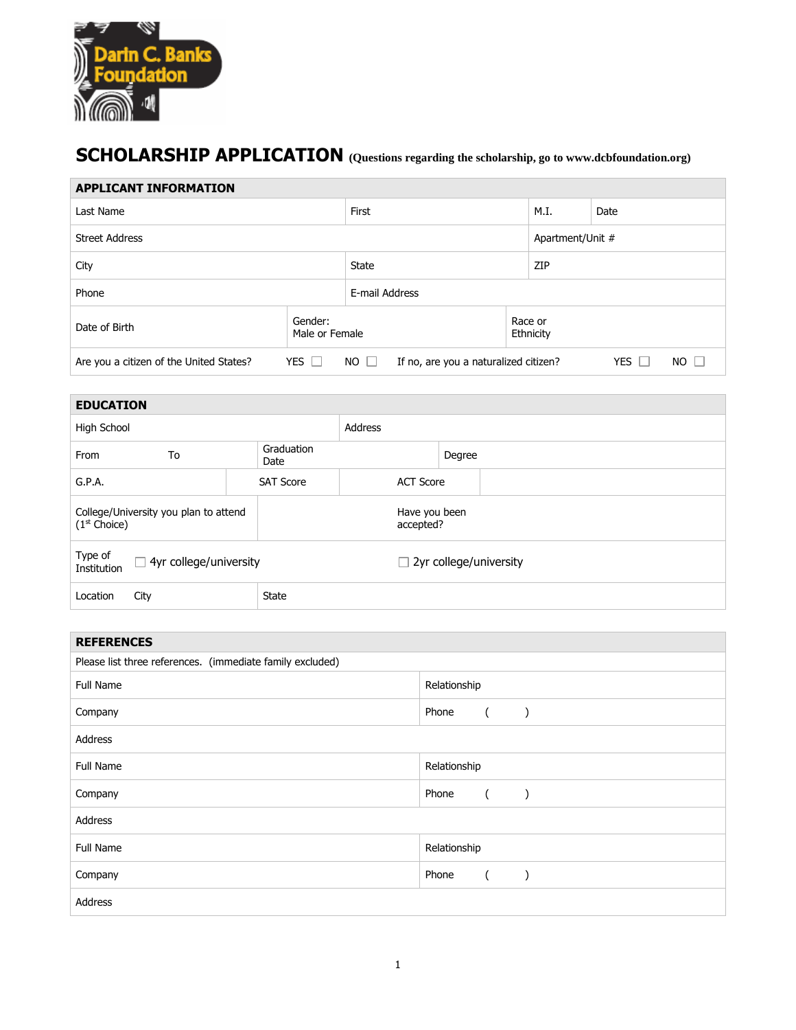Darin C. Banks Foundation

# SCHOLARSHIP APPLICATION (Questions regarding the scholarship, go to www.dcbfoundation.org)

## APPLICANT INFORMATION

| | | | |
|---|---|---|---|
| Last Name | First | M.I. | Date |
| Street Address | | Apartment/Unit # | |
| City | State | ZIP | |
| Phone | E-mail Address | | |
| Date of Birth | Gender: Male or Female | Race or Ethnicity | |

Are you a citizen of the United States? YES ☐ NO ☐ If no, are you a naturalized citizen? YES ☐ NO ☐

## EDUCATION

| | | | |
|---|---|---|---|
| High School | | Address | |
| From To | Graduation Date | | Degree |
| G.P.A. | SAT Score | ACT Score | |
| College/University you plan to attend (1st Choice) | | Have you been accepted? | |
| Type of Institution | ☐ 4yr college/university | ☐ 2yr college/university | |
| Location City | State | | |

## REFERENCES

Please list three references. (immediate family excluded)

| | |
|---|---|
| Full Name | Relationship |
| Company | Phone ( ) |
| Address | |
| Full Name | Relationship |
| Company | Phone ( ) |
| Address | |
| Full Name | Relationship |
| Company | Phone ( ) |
| Address | |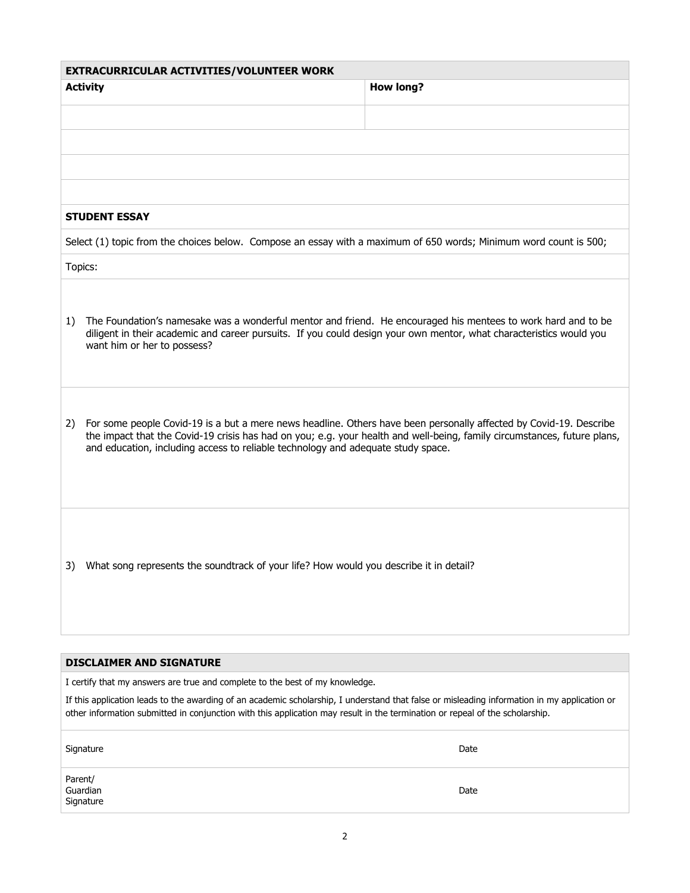## EXTRACURRICULAR ACTIVITIES/VOLUNTEER WORK

| Activity | How long? |
| --- | --- |
| | |
| | |
| | |
| | |

## STUDENT ESSAY

Select (1) topic from the choices below. Compose an essay with a maximum of 650 words; Minimum word count is 500;

Topics:

1) The Foundation's namesake was a wonderful mentor and friend. He encouraged his mentees to work hard and to be diligent in their academic and career pursuits. If you could design your own mentor, what characteristics would you want him or her to possess?

2) For some people Covid-19 is a but a mere news headline. Others have been personally affected by Covid-19. Describe the impact that the Covid-19 crisis has had on you; e.g. your health and well-being, family circumstances, future plans, and education, including access to reliable technology and adequate study space.

3) What song represents the soundtrack of your life? How would you describe it in detail?

## DISCLAIMER AND SIGNATURE

I certify that my answers are true and complete to the best of my knowledge.

If this application leads to the awarding of an academic scholarship, I understand that false or misleading information in my application or other information submitted in conjunction with this application may result in the termination or repeal of the scholarship.

| | |
| --- | --- |
| Signature | Date |
| Parent/ Guardian Signature | Date |